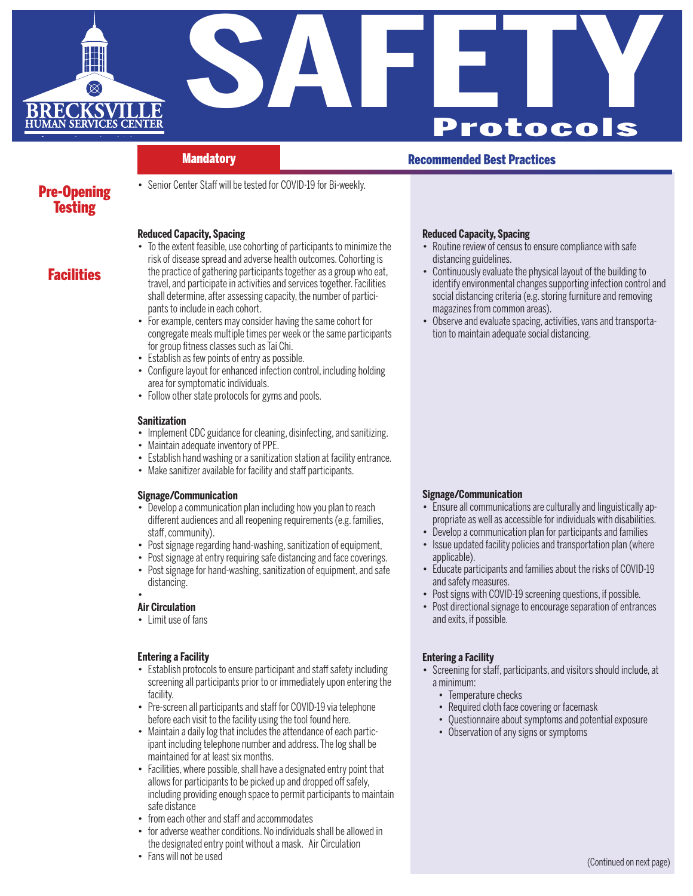BRECKSVILLE HUMAN SERVICES CENTER

# SAFETY Protocols

## Pre-Opening Testing

### Mandatory

- Senior Center Staff will be tested for COVID-19 for Bi-weekly.

## Facilities

### Mandatory

**Reduced Capacity, Spacing**

- To the extent feasible, use cohorting of participants to minimize the risk of disease spread and adverse health outcomes. Cohorting is the practice of gathering participants together as a group who eat, travel, and participate in activities and services together. Facilities shall determine, after assessing capacity, the number of participants to include in each cohort.
- For example, centers may consider having the same cohort for congregate meals multiple times per week or the same participants for group fitness classes such as Tai Chi.
- Establish as few points of entry as possible.
- Configure layout for enhanced infection control, including holding area for symptomatic individuals.
- Follow other state protocols for gyms and pools.

**Sanitization**

- Implement CDC guidance for cleaning, disinfecting, and sanitizing.
- Maintain adequate inventory of PPE.
- Establish hand washing or a sanitization station at facility entrance.
- Make sanitizer available for facility and staff participants.

**Signage/Communication**

- Develop a communication plan including how you plan to reach different audiences and all reopening requirements (e.g. families, staff, community).
- Post signage regarding hand-washing, sanitization of equipment,
- Post signage at entry requiring safe distancing and face coverings.
- Post signage for hand-washing, sanitization of equipment, and safe distancing.
- 

**Air Circulation**

- Limit use of fans

**Entering a Facility**

- Establish protocols to ensure participant and staff safety including screening all participants prior to or immediately upon entering the facility.
- Pre-screen all participants and staff for COVID-19 via telephone before each visit to the facility using the tool found here.
- Maintain a daily log that includes the attendance of each participant including telephone number and address. The log shall be maintained for at least six months.
- Facilities, where possible, shall have a designated entry point that allows for participants to be picked up and dropped off safely, including providing enough space to permit participants to maintain safe distance
- from each other and staff and accommodates
- for adverse weather conditions. No individuals shall be allowed in the designated entry point without a mask. Air Circulation
- Fans will not be used

### Recommended Best Practices

**Reduced Capacity, Spacing**

- Routine review of census to ensure compliance with safe distancing guidelines.
- Continuously evaluate the physical layout of the building to identify environmental changes supporting infection control and social distancing criteria (e.g. storing furniture and removing magazines from common areas).
- Observe and evaluate spacing, activities, vans and transportation to maintain adequate social distancing.

**Signage/Communication**

- Ensure all communications are culturally and linguistically appropriate as well as accessible for individuals with disabilities.
- Develop a communication plan for participants and families
- Issue updated facility policies and transportation plan (where applicable).
- Educate participants and families about the risks of COVID-19 and safety measures.
- Post signs with COVID-19 screening questions, if possible.
- Post directional signage to encourage separation of entrances and exits, if possible.

**Entering a Facility**

- Screening for staff, participants, and visitors should include, at a minimum:
  - Temperature checks
  - Required cloth face covering or facemask
  - Questionnaire about symptoms and potential exposure
  - Observation of any signs or symptoms

(Continued on next page)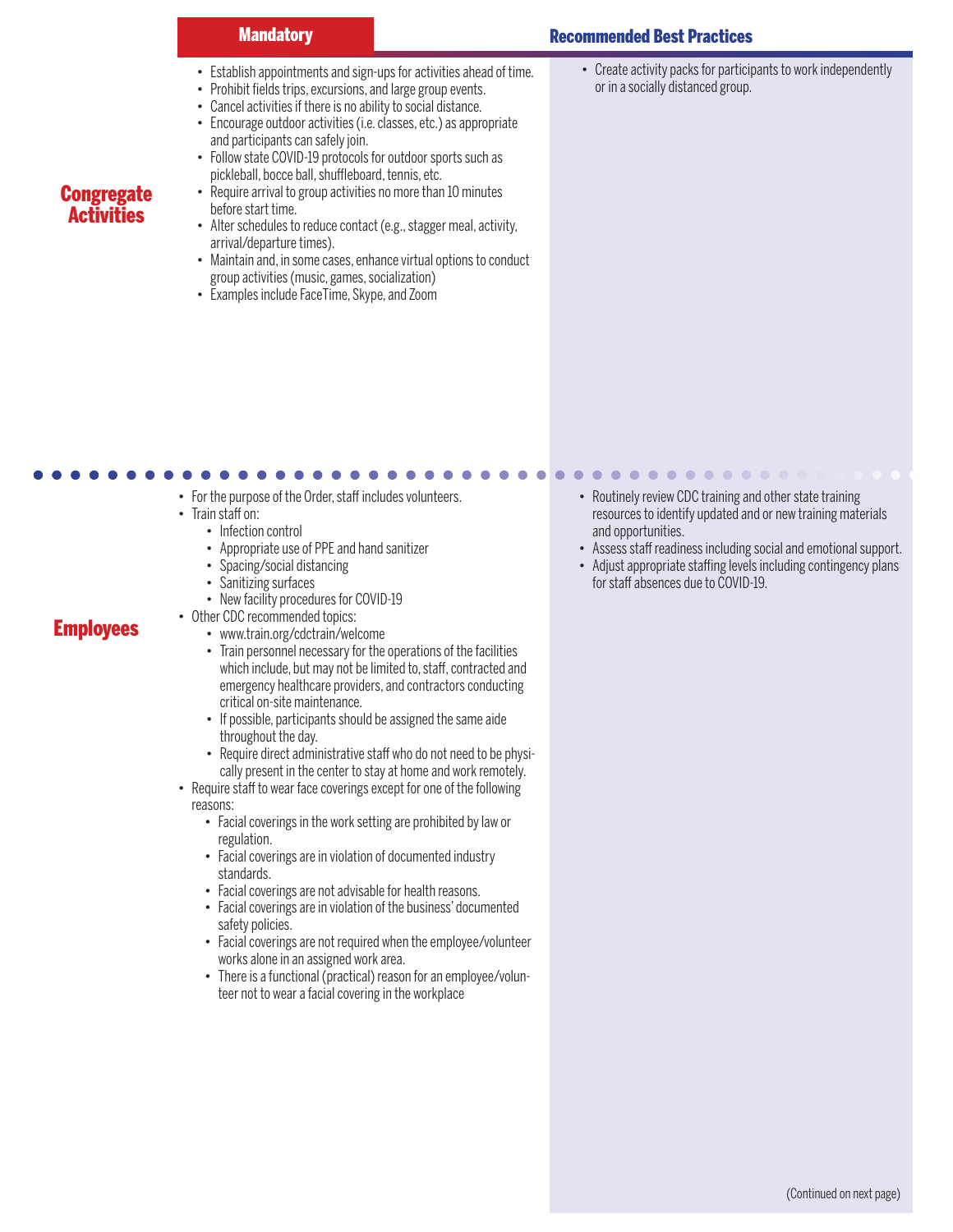| | Mandatory | Recommended Best Practices |
|---|---|---|
| **Congregate Activities** | • Establish appointments and sign-ups for activities ahead of time.<br>• Prohibit fields trips, excursions, and large group events.<br>• Cancel activities if there is no ability to social distance.<br>• Encourage outdoor activities (i.e. classes, etc.) as appropriate and participants can safely join.<br>• Follow state COVID-19 protocols for outdoor sports such as pickleball, bocce ball, shuffleboard, tennis, etc.<br>• Require arrival to group activities no more than 10 minutes before start time.<br>• Alter schedules to reduce contact (e.g., stagger meal, activity, arrival/departure times).<br>• Maintain and, in some cases, enhance virtual options to conduct group activities (music, games, socialization)<br>• Examples include FaceTime, Skype, and Zoom | • Create activity packs for participants to work independently or in a socially distanced group. |
| **Employees** | • For the purpose of the Order, staff includes volunteers.<br>• Train staff on:<br>&nbsp;&nbsp;◦ Infection control<br>&nbsp;&nbsp;◦ Appropriate use of PPE and hand sanitizer<br>&nbsp;&nbsp;◦ Spacing/social distancing<br>&nbsp;&nbsp;◦ Sanitizing surfaces<br>&nbsp;&nbsp;◦ New facility procedures for COVID-19<br>• Other CDC recommended topics:<br>&nbsp;&nbsp;◦ www.train.org/cdctrain/welcome<br>&nbsp;&nbsp;◦ Train personnel necessary for the operations of the facilities which include, but may not be limited to, staff, contracted and emergency healthcare providers, and contractors conducting critical on-site maintenance.<br>&nbsp;&nbsp;◦ If possible, participants should be assigned the same aide throughout the day.<br>&nbsp;&nbsp;◦ Require direct administrative staff who do not need to be physically present in the center to stay at home and work remotely.<br>• Require staff to wear face coverings except for one of the following reasons:<br>&nbsp;&nbsp;◦ Facial coverings in the work setting are prohibited by law or regulation.<br>&nbsp;&nbsp;◦ Facial coverings are in violation of documented industry standards.<br>&nbsp;&nbsp;◦ Facial coverings are not advisable for health reasons.<br>&nbsp;&nbsp;◦ Facial coverings are in violation of the business' documented safety policies.<br>&nbsp;&nbsp;◦ Facial coverings are not required when the employee/volunteer works alone in an assigned work area.<br>&nbsp;&nbsp;◦ There is a functional (practical) reason for an employee/volunteer not to wear a facial covering in the workplace | • Routinely review CDC training and other state training resources to identify updated and or new training materials and opportunities.<br>• Assess staff readiness including social and emotional support.<br>• Adjust appropriate staffing levels including contingency plans for staff absences due to COVID-19. |

(Continued on next page)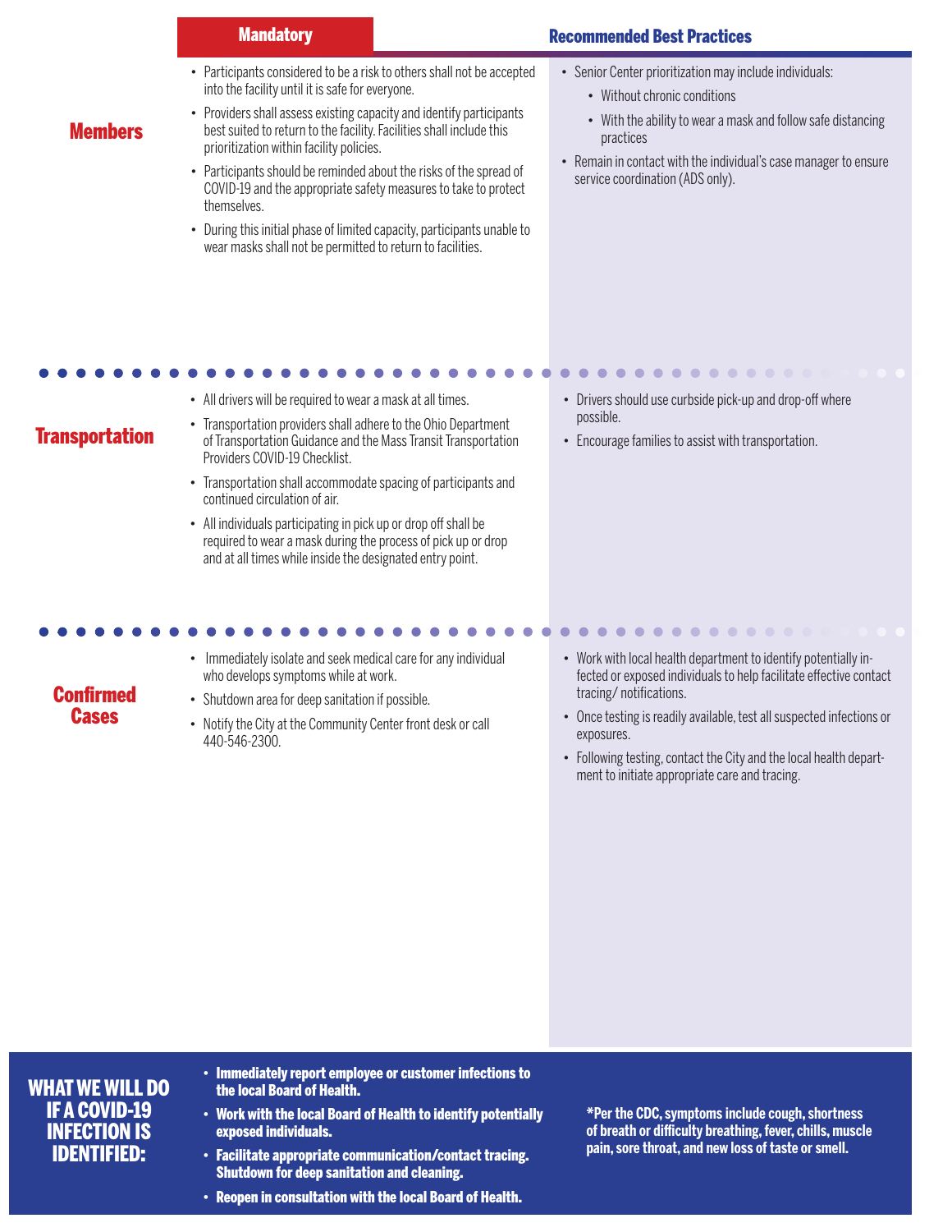| | Mandatory | Recommended Best Practices |
| --- | --- | --- |
| **Members** | • Participants considered to be a risk to others shall not be accepted into the facility until it is safe for everyone.<br>• Providers shall assess existing capacity and identify participants best suited to return to the facility. Facilities shall include this prioritization within facility policies.<br>• Participants should be reminded about the risks of the spread of COVID-19 and the appropriate safety measures to take to protect themselves.<br>• During this initial phase of limited capacity, participants unable to wear masks shall not be permitted to return to facilities. | • Senior Center prioritization may include individuals:<br>  ◦ Without chronic conditions<br>  ◦ With the ability to wear a mask and follow safe distancing practices<br>• Remain in contact with the individual's case manager to ensure service coordination (ADS only). |
| **Transportation** | • All drivers will be required to wear a mask at all times.<br>• Transportation providers shall adhere to the Ohio Department of Transportation Guidance and the Mass Transit Transportation Providers COVID-19 Checklist.<br>• Transportation shall accommodate spacing of participants and continued circulation of air.<br>• All individuals participating in pick up or drop off shall be required to wear a mask during the process of pick up or drop and at all times while inside the designated entry point. | • Drivers should use curbside pick-up and drop-off where possible.<br>• Encourage families to assist with transportation. |
| **Confirmed Cases** | • Immediately isolate and seek medical care for any individual who develops symptoms while at work.<br>• Shutdown area for deep sanitation if possible.<br>• Notify the City at the Community Center front desk or call 440-546-2300. | • Work with local health department to identify potentially infected or exposed individuals to help facilitate effective contact tracing/ notifications.<br>• Once testing is readily available, test all suspected infections or exposures.<br>• Following testing, contact the City and the local health department to initiate appropriate care and tracing. |

## WHAT WE WILL DO IF A COVID-19 INFECTION IS IDENTIFIED:

- **Immediately report employee or customer infections to the local Board of Health.**
- **Work with the local Board of Health to identify potentially exposed individuals.**
- **Facilitate appropriate communication/contact tracing. Shutdown for deep sanitation and cleaning.**
- **Reopen in consultation with the local Board of Health.**

***Per the CDC, symptoms include cough, shortness of breath or difficulty breathing, fever, chills, muscle pain, sore throat, and new loss of taste or smell.**